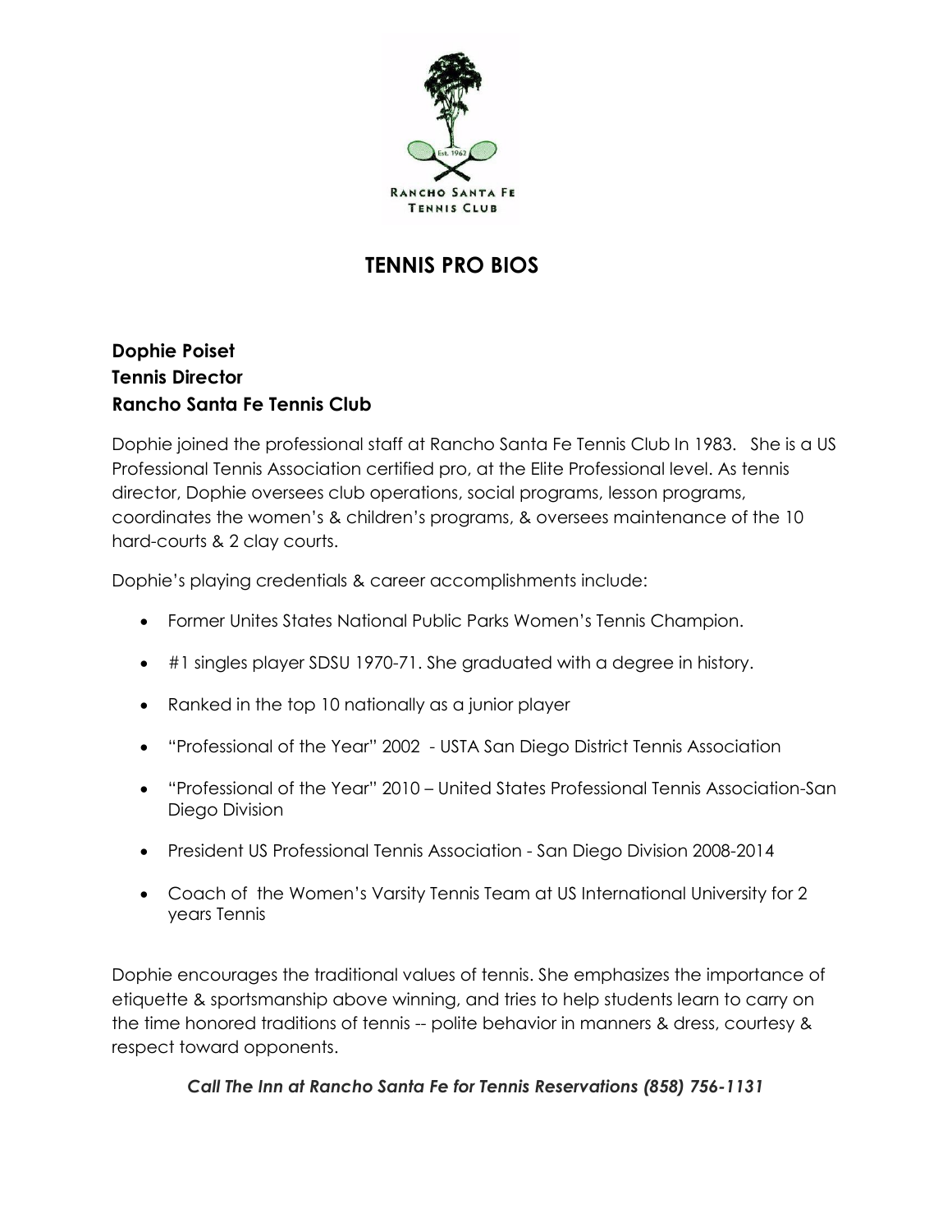RANCHO SANTA FE TENNIS CLUB

# TENNIS PRO BIOS

**Dophie Poiset**
**Tennis Director**
**Rancho Santa Fe Tennis Club**

Dophie joined the professional staff at Rancho Santa Fe Tennis Club In 1983. She is a US Professional Tennis Association certified pro, at the Elite Professional level. As tennis director, Dophie oversees club operations, social programs, lesson programs, coordinates the women's & children's programs, & oversees maintenance of the 10 hard-courts & 2 clay courts.

Dophie's playing credentials & career accomplishments include:

- Former Unites States National Public Parks Women's Tennis Champion.
- #1 singles player SDSU 1970-71. She graduated with a degree in history.
- Ranked in the top 10 nationally as a junior player
- "Professional of the Year" 2002 - USTA San Diego District Tennis Association
- "Professional of the Year" 2010 – United States Professional Tennis Association-San Diego Division
- President US Professional Tennis Association - San Diego Division 2008-2014
- Coach of the Women's Varsity Tennis Team at US International University for 2 years Tennis

Dophie encourages the traditional values of tennis. She emphasizes the importance of etiquette & sportsmanship above winning, and tries to help students learn to carry on the time honored traditions of tennis -- polite behavior in manners & dress, courtesy & respect toward opponents.

***Call The Inn at Rancho Santa Fe for Tennis Reservations (858) 756-1131***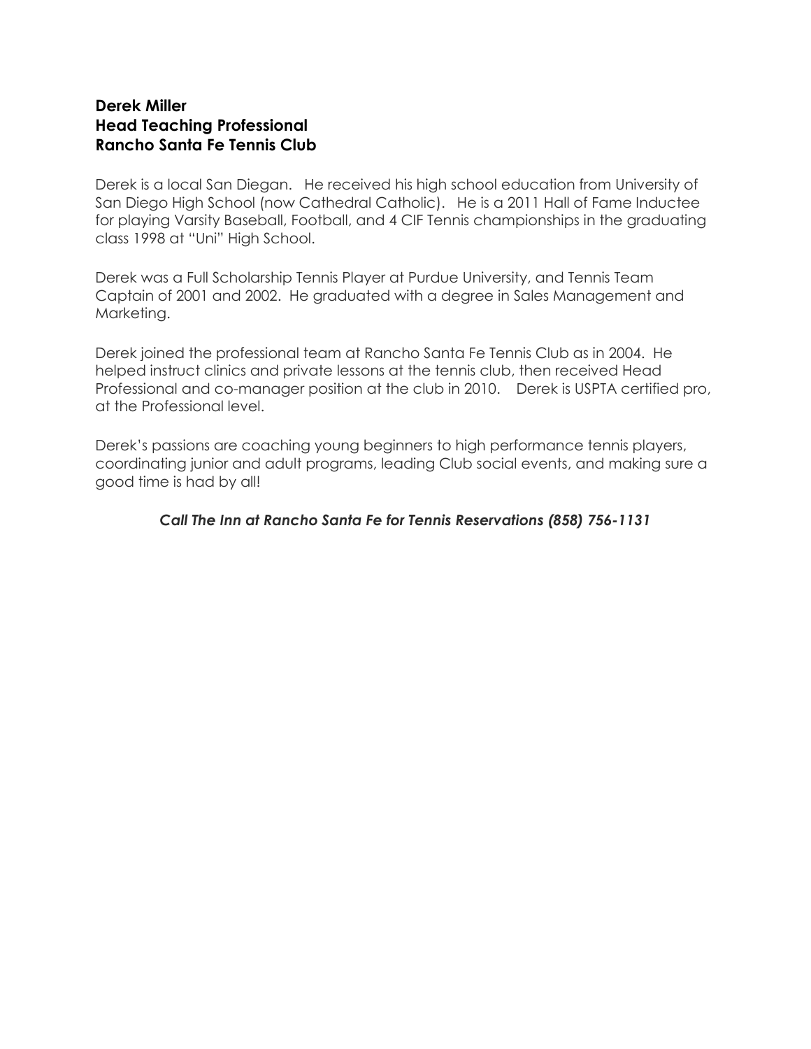**Derek Miller**
**Head Teaching Professional**
**Rancho Santa Fe Tennis Club**

Derek is a local San Diegan. He received his high school education from University of San Diego High School (now Cathedral Catholic). He is a 2011 Hall of Fame Inductee for playing Varsity Baseball, Football, and 4 CIF Tennis championships in the graduating class 1998 at "Uni" High School.

Derek was a Full Scholarship Tennis Player at Purdue University, and Tennis Team Captain of 2001 and 2002. He graduated with a degree in Sales Management and Marketing.

Derek joined the professional team at Rancho Santa Fe Tennis Club as in 2004. He helped instruct clinics and private lessons at the tennis club, then received Head Professional and co-manager position at the club in 2010. Derek is USPTA certified pro, at the Professional level.

Derek's passions are coaching young beginners to high performance tennis players, coordinating junior and adult programs, leading Club social events, and making sure a good time is had by all!

***Call The Inn at Rancho Santa Fe for Tennis Reservations (858) 756-1131***